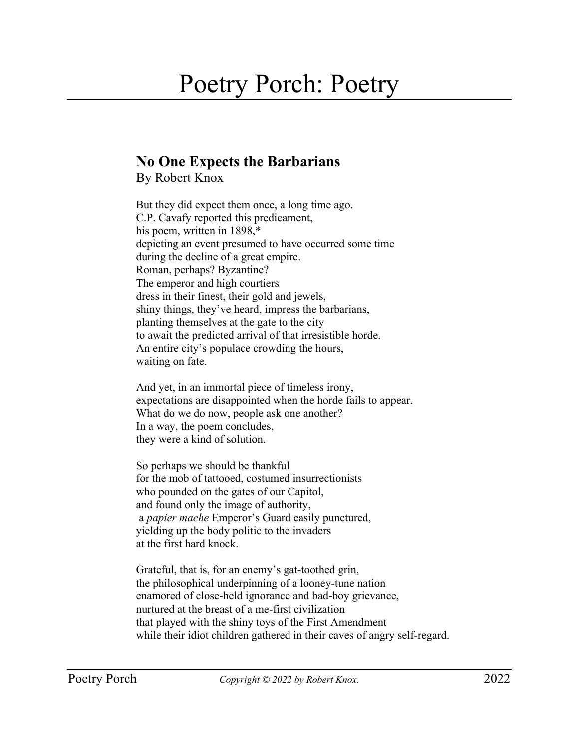# Poetry Porch: Poetry

## No One Expects the Barbarians

By Robert Knox

But they did expect them once, a long time ago.
C.P. Cavafy reported this predicament,
his poem, written in 1898,*
depicting an event presumed to have occurred some time
during the decline of a great empire.
Roman, perhaps? Byzantine?
The emperor and high courtiers
dress in their finest, their gold and jewels,
shiny things, they've heard, impress the barbarians,
planting themselves at the gate to the city
to await the predicted arrival of that irresistible horde.
An entire city's populace crowding the hours,
waiting on fate.

And yet, in an immortal piece of timeless irony,
expectations are disappointed when the horde fails to appear.
What do we do now, people ask one another?
In a way, the poem concludes,
they were a kind of solution.

So perhaps we should be thankful
for the mob of tattooed, costumed insurrectionists
who pounded on the gates of our Capitol,
and found only the image of authority,
a *papier mache* Emperor's Guard easily punctured,
yielding up the body politic to the invaders
at the first hard knock.

Grateful, that is, for an enemy's gat-toothed grin,
the philosophical underpinning of a looney-tune nation
enamored of close-held ignorance and bad-boy grievance,
nurtured at the breast of a me-first civilization
that played with the shiny toys of the First Amendment
while their idiot children gathered in their caves of angry self-regard.

Copyright © 2022 by Robert Knox.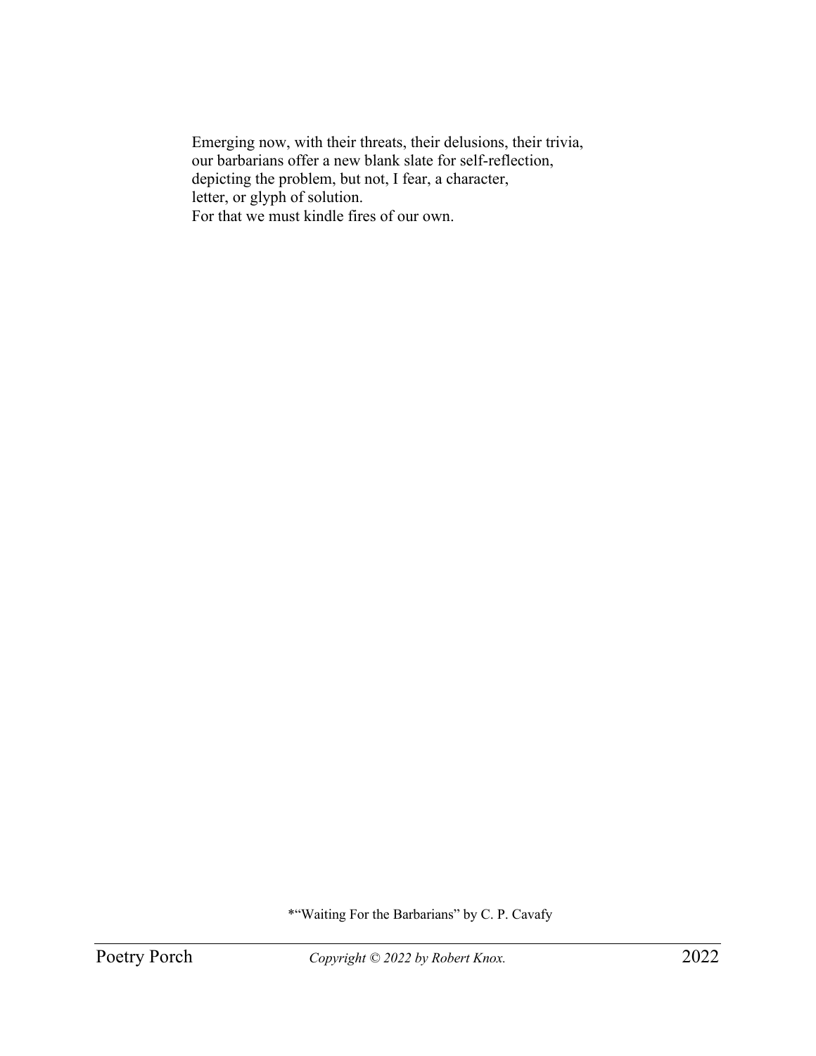Emerging now, with their threats, their delusions, their trivia,
our barbarians offer a new blank slate for self-reflection,
depicting the problem, but not, I fear, a character,
letter, or glyph of solution.
For that we must kindle fires of our own.

*"Waiting For the Barbarians" by C. P. Cavafy

*Copyright © 2022 by Robert Knox.*